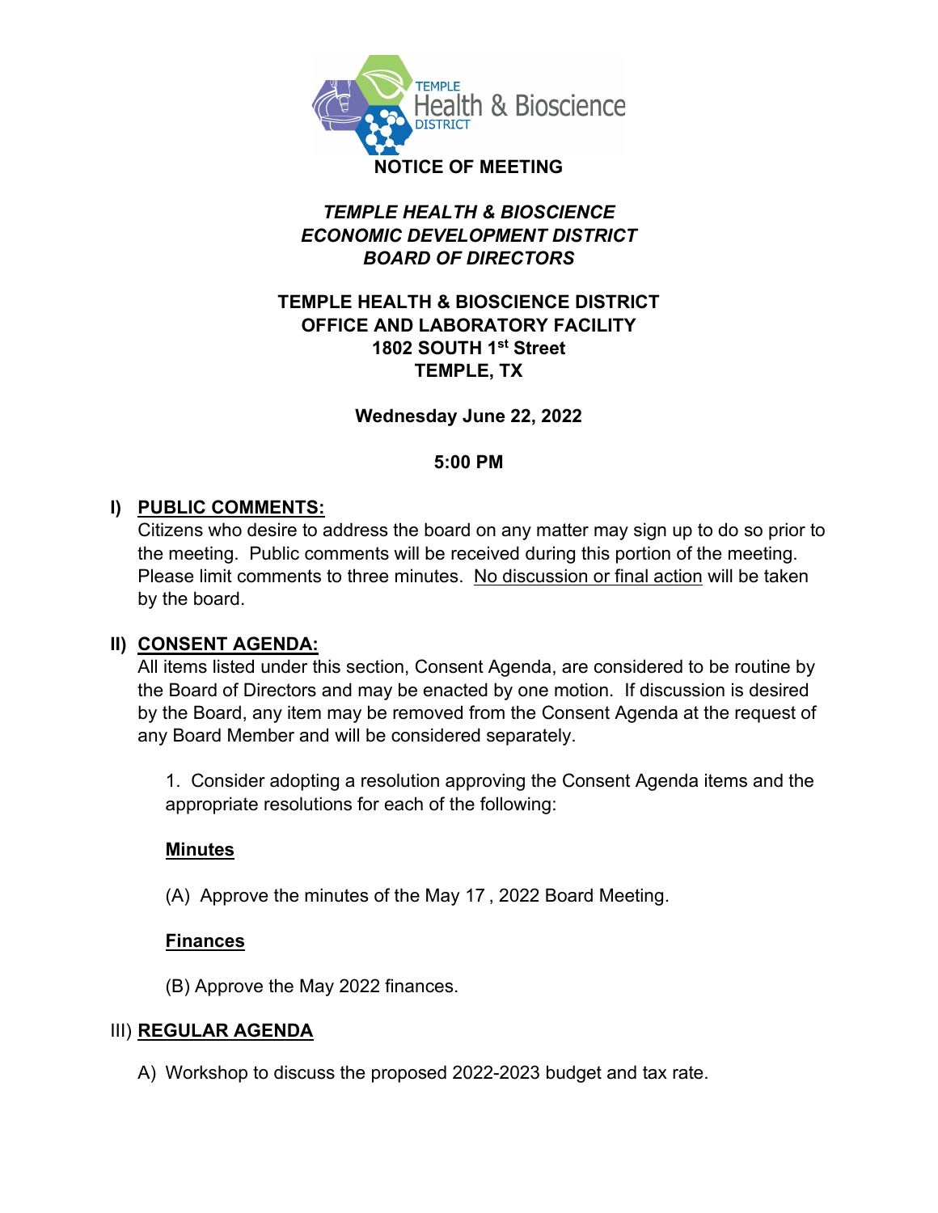# NOTICE OF MEETING

***TEMPLE HEALTH & BIOSCIENCE***
***ECONOMIC DEVELOPMENT DISTRICT***
***BOARD OF DIRECTORS***

**TEMPLE HEALTH & BIOSCIENCE DISTRICT**
**OFFICE AND LABORATORY FACILITY**
**1802 SOUTH 1st Street**
**TEMPLE, TX**

**Wednesday June 22, 2022**

**5:00 PM**

## I) PUBLIC COMMENTS:

Citizens who desire to address the board on any matter may sign up to do so prior to the meeting. Public comments will be received during this portion of the meeting. Please limit comments to three minutes. No discussion or final action will be taken by the board.

## II) CONSENT AGENDA:

All items listed under this section, Consent Agenda, are considered to be routine by the Board of Directors and may be enacted by one motion. If discussion is desired by the Board, any item may be removed from the Consent Agenda at the request of any Board Member and will be considered separately.

1. Consider adopting a resolution approving the Consent Agenda items and the appropriate resolutions for each of the following:

**Minutes**

(A) Approve the minutes of the May 17 , 2022 Board Meeting.

**Finances**

(B) Approve the May 2022 finances.

## III) REGULAR AGENDA

A) Workshop to discuss the proposed 2022-2023 budget and tax rate.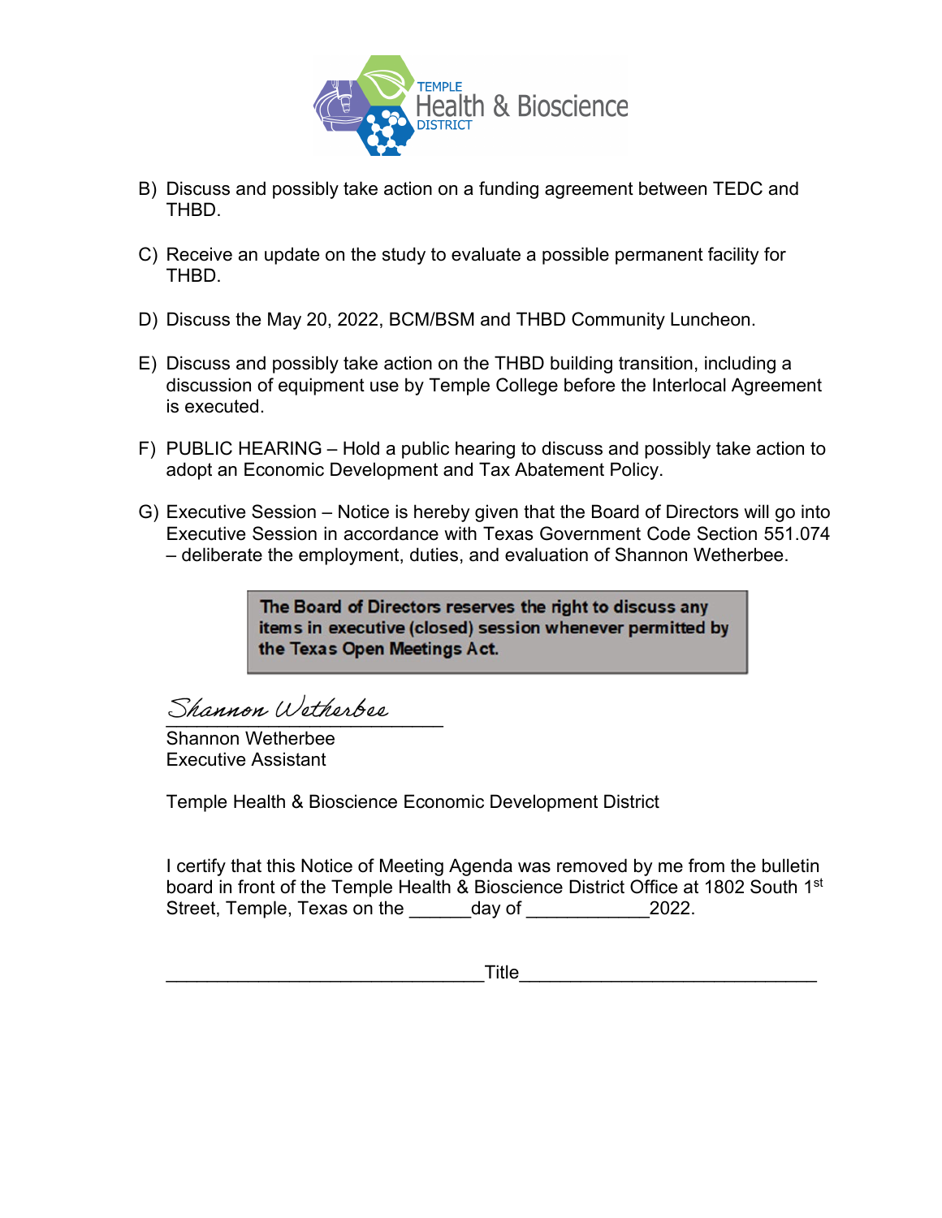B) Discuss and possibly take action on a funding agreement between TEDC and THBD.

C) Receive an update on the study to evaluate a possible permanent facility for THBD.

D) Discuss the May 20, 2022, BCM/BSM and THBD Community Luncheon.

E) Discuss and possibly take action on the THBD building transition, including a discussion of equipment use by Temple College before the Interlocal Agreement is executed.

F) PUBLIC HEARING – Hold a public hearing to discuss and possibly take action to adopt an Economic Development and Tax Abatement Policy.

G) Executive Session – Notice is hereby given that the Board of Directors will go into Executive Session in accordance with Texas Government Code Section 551.074 – deliberate the employment, duties, and evaluation of Shannon Wetherbee.

**The Board of Directors reserves the right to discuss any items in executive (closed) session whenever permitted by the Texas Open Meetings Act.**

*Shannon Wetherbee*
______________________________
Shannon Wetherbee
Executive Assistant

Temple Health & Bioscience Economic Development District

I certify that this Notice of Meeting Agenda was removed by me from the bulletin board in front of the Temple Health & Bioscience District Office at 1802 South 1st Street, Temple, Texas on the ______day of ____________2022.

______________________________Title_____________________________